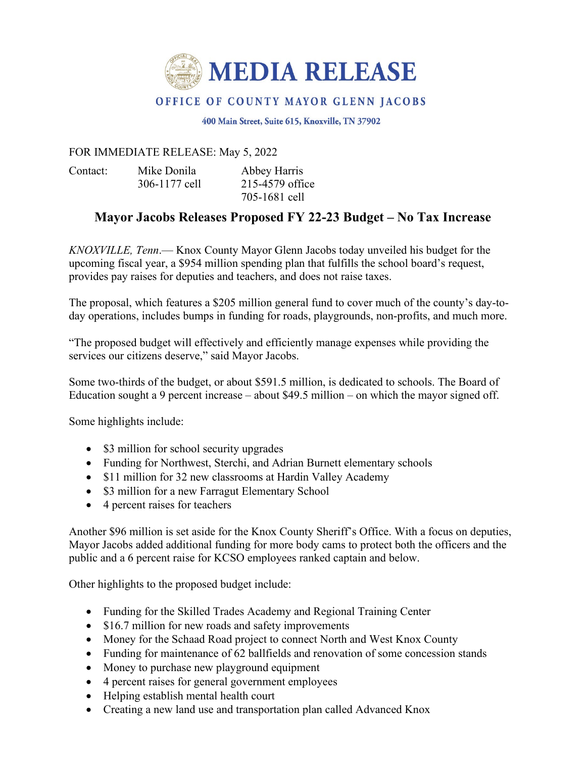# MEDIA RELEASE

## OFFICE OF COUNTY MAYOR GLENN JACOBS

400 Main Street, Suite 615, Knoxville, TN 37902

FOR IMMEDIATE RELEASE: May 5, 2022

Contact: Mike Donila, 306-1177 cell
Abbey Harris, 215-4579 office, 705-1681 cell

## Mayor Jacobs Releases Proposed FY 22-23 Budget – No Tax Increase

*KNOXVILLE, Tenn*.— Knox County Mayor Glenn Jacobs today unveiled his budget for the upcoming fiscal year, a $954 million spending plan that fulfills the school board's request, provides pay raises for deputies and teachers, and does not raise taxes.

The proposal, which features a $205 million general fund to cover much of the county's day-to-day operations, includes bumps in funding for roads, playgrounds, non-profits, and much more.

"The proposed budget will effectively and efficiently manage expenses while providing the services our citizens deserve," said Mayor Jacobs.

Some two-thirds of the budget, or about $591.5 million, is dedicated to schools. The Board of Education sought a 9 percent increase – about $49.5 million – on which the mayor signed off.

Some highlights include:

- $3 million for school security upgrades
- Funding for Northwest, Sterchi, and Adrian Burnett elementary schools
- $11 million for 32 new classrooms at Hardin Valley Academy
- $3 million for a new Farragut Elementary School
- 4 percent raises for teachers

Another $96 million is set aside for the Knox County Sheriff's Office. With a focus on deputies, Mayor Jacobs added additional funding for more body cams to protect both the officers and the public and a 6 percent raise for KCSO employees ranked captain and below.

Other highlights to the proposed budget include:

- Funding for the Skilled Trades Academy and Regional Training Center
- $16.7 million for new roads and safety improvements
- Money for the Schaad Road project to connect North and West Knox County
- Funding for maintenance of 62 ballfields and renovation of some concession stands
- Money to purchase new playground equipment
- 4 percent raises for general government employees
- Helping establish mental health court
- Creating a new land use and transportation plan called Advanced Knox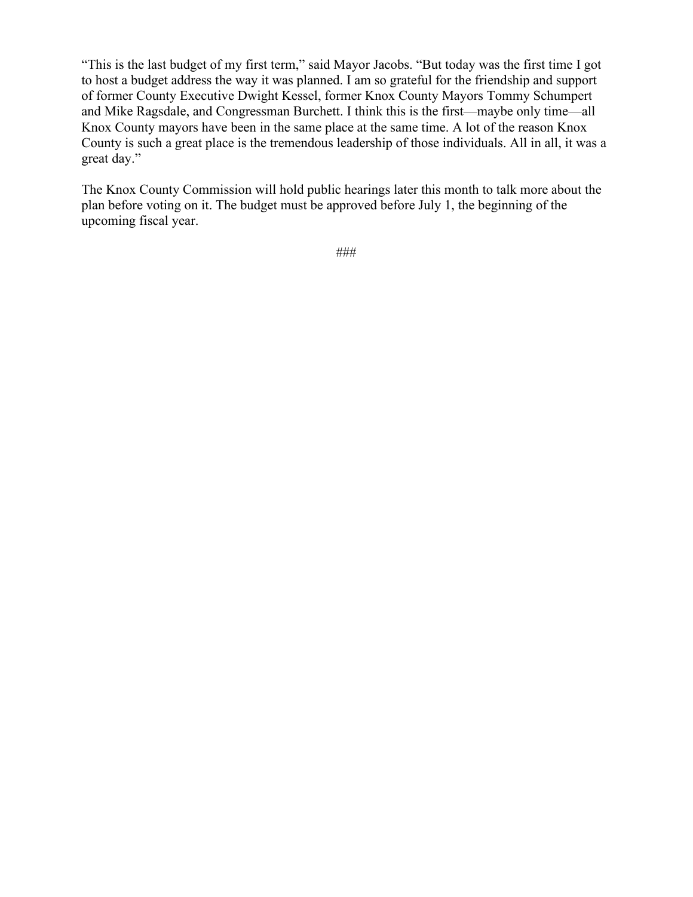"This is the last budget of my first term," said Mayor Jacobs. "But today was the first time I got to host a budget address the way it was planned. I am so grateful for the friendship and support of former County Executive Dwight Kessel, former Knox County Mayors Tommy Schumpert and Mike Ragsdale, and Congressman Burchett. I think this is the first—maybe only time—all Knox County mayors have been in the same place at the same time. A lot of the reason Knox County is such a great place is the tremendous leadership of those individuals. All in all, it was a great day."

The Knox County Commission will hold public hearings later this month to talk more about the plan before voting on it. The budget must be approved before July 1, the beginning of the upcoming fiscal year.

###